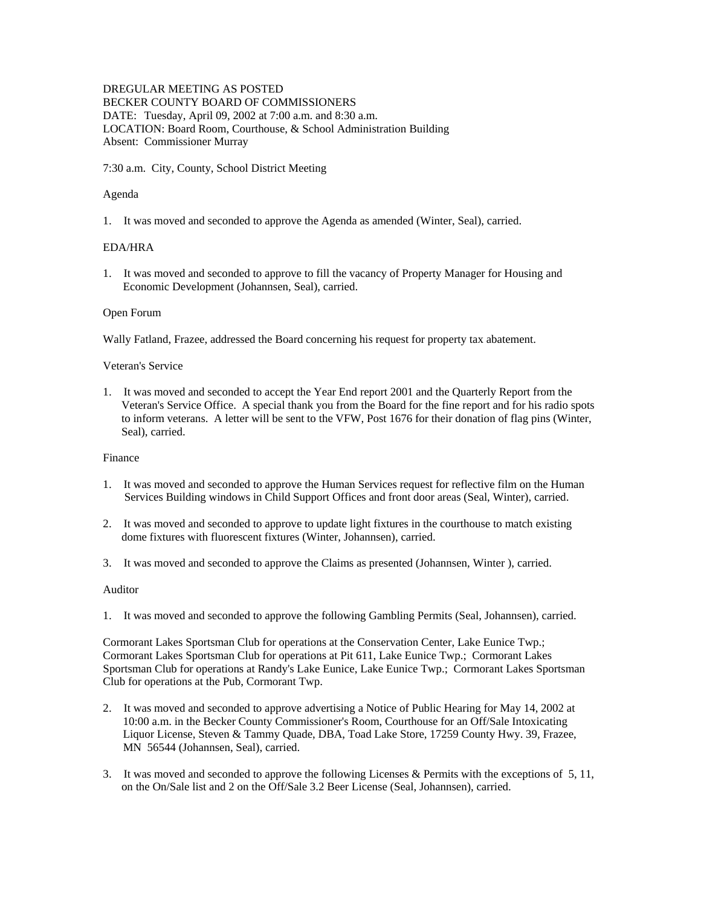DREGULAR MEETING AS POSTED
BECKER COUNTY BOARD OF COMMISSIONERS
DATE: Tuesday, April 09, 2002 at 7:00 a.m. and 8:30 a.m.
LOCATION: Board Room, Courthouse, & School Administration Building
Absent: Commissioner Murray

7:30 a.m. City, County, School District Meeting

Agenda

1. It was moved and seconded to approve the Agenda as amended (Winter, Seal), carried.

EDA/HRA

1. It was moved and seconded to approve to fill the vacancy of Property Manager for Housing and Economic Development (Johannsen, Seal), carried.

Open Forum

Wally Fatland, Frazee, addressed the Board concerning his request for property tax abatement.

Veteran's Service

1. It was moved and seconded to accept the Year End report 2001 and the Quarterly Report from the Veteran's Service Office. A special thank you from the Board for the fine report and for his radio spots to inform veterans. A letter will be sent to the VFW, Post 1676 for their donation of flag pins (Winter, Seal), carried.

Finance

1. It was moved and seconded to approve the Human Services request for reflective film on the Human Services Building windows in Child Support Offices and front door areas (Seal, Winter), carried.

2. It was moved and seconded to approve to update light fixtures in the courthouse to match existing dome fixtures with fluorescent fixtures (Winter, Johannsen), carried.

3. It was moved and seconded to approve the Claims as presented (Johannsen, Winter ), carried.

Auditor

1. It was moved and seconded to approve the following Gambling Permits (Seal, Johannsen), carried.

Cormorant Lakes Sportsman Club for operations at the Conservation Center, Lake Eunice Twp.; Cormorant Lakes Sportsman Club for operations at Pit 611, Lake Eunice Twp.; Cormorant Lakes Sportsman Club for operations at Randy's Lake Eunice, Lake Eunice Twp.; Cormorant Lakes Sportsman Club for operations at the Pub, Cormorant Twp.

2. It was moved and seconded to approve advertising a Notice of Public Hearing for May 14, 2002 at 10:00 a.m. in the Becker County Commissioner's Room, Courthouse for an Off/Sale Intoxicating Liquor License, Steven & Tammy Quade, DBA, Toad Lake Store, 17259 County Hwy. 39, Frazee, MN 56544 (Johannsen, Seal), carried.

3. It was moved and seconded to approve the following Licenses & Permits with the exceptions of 5, 11, on the On/Sale list and 2 on the Off/Sale 3.2 Beer License (Seal, Johannsen), carried.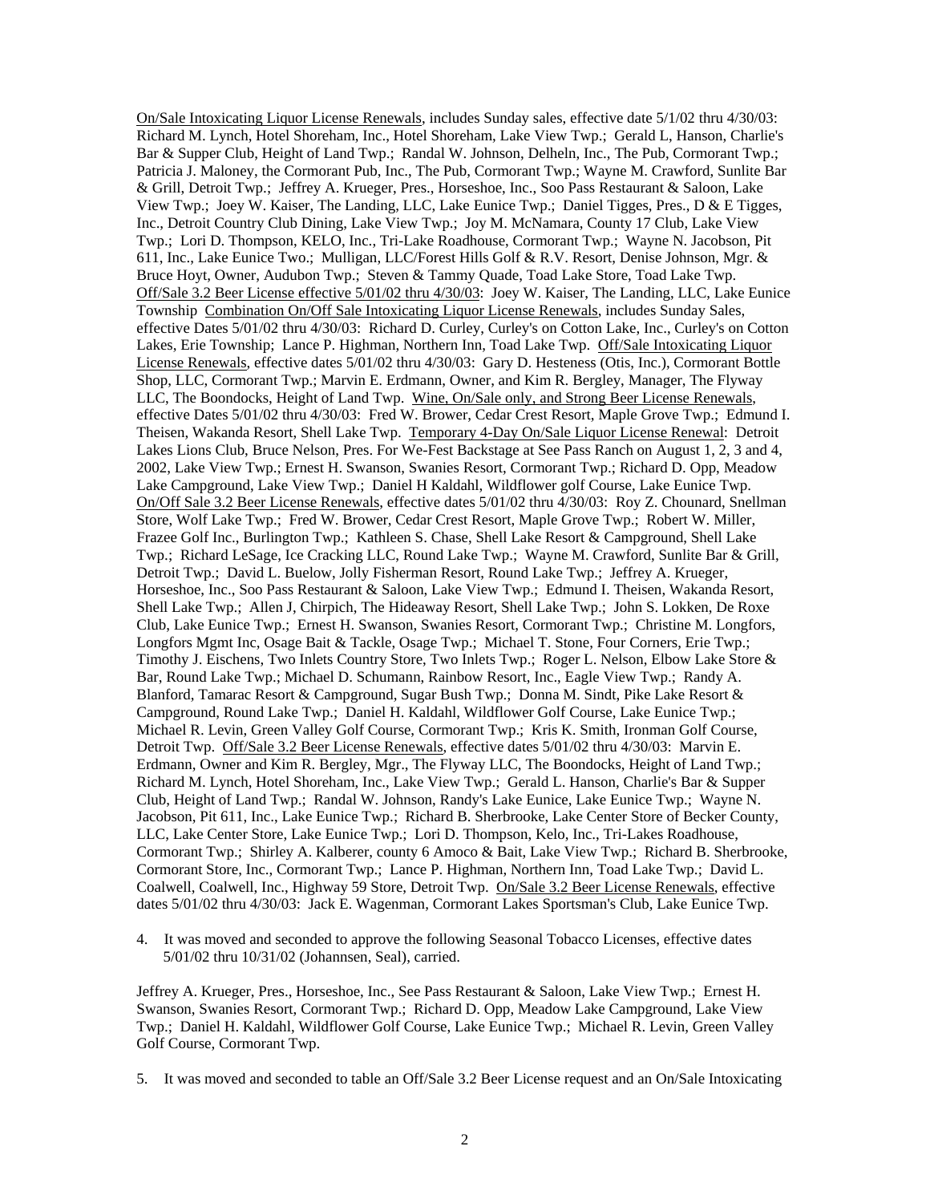On/Sale Intoxicating Liquor License Renewals, includes Sunday sales, effective date 5/1/02 thru 4/30/03: Richard M. Lynch, Hotel Shoreham, Inc., Hotel Shoreham, Lake View Twp.; Gerald L, Hanson, Charlie's Bar & Supper Club, Height of Land Twp.; Randal W. Johnson, Delheln, Inc., The Pub, Cormorant Twp.; Patricia J. Maloney, the Cormorant Pub, Inc., The Pub, Cormorant Twp.; Wayne M. Crawford, Sunlite Bar & Grill, Detroit Twp.; Jeffrey A. Krueger, Pres., Horseshoe, Inc., Soo Pass Restaurant & Saloon, Lake View Twp.; Joey W. Kaiser, The Landing, LLC, Lake Eunice Twp.; Daniel Tigges, Pres., D & E Tigges, Inc., Detroit Country Club Dining, Lake View Twp.; Joy M. McNamara, County 17 Club, Lake View Twp.; Lori D. Thompson, KELO, Inc., Tri-Lake Roadhouse, Cormorant Twp.; Wayne N. Jacobson, Pit 611, Inc., Lake Eunice Two.; Mulligan, LLC/Forest Hills Golf & R.V. Resort, Denise Johnson, Mgr. & Bruce Hoyt, Owner, Audubon Twp.; Steven & Tammy Quade, Toad Lake Store, Toad Lake Twp. Off/Sale 3.2 Beer License effective 5/01/02 thru 4/30/03: Joey W. Kaiser, The Landing, LLC, Lake Eunice Township Combination On/Off Sale Intoxicating Liquor License Renewals, includes Sunday Sales, effective Dates 5/01/02 thru 4/30/03: Richard D. Curley, Curley's on Cotton Lake, Inc., Curley's on Cotton Lakes, Erie Township; Lance P. Highman, Northern Inn, Toad Lake Twp. Off/Sale Intoxicating Liquor License Renewals, effective dates 5/01/02 thru 4/30/03: Gary D. Hesteness (Otis, Inc.), Cormorant Bottle Shop, LLC, Cormorant Twp.; Marvin E. Erdmann, Owner, and Kim R. Bergley, Manager, The Flyway LLC, The Boondocks, Height of Land Twp. Wine, On/Sale only, and Strong Beer License Renewals, effective Dates 5/01/02 thru 4/30/03: Fred W. Brower, Cedar Crest Resort, Maple Grove Twp.; Edmund I. Theisen, Wakanda Resort, Shell Lake Twp. Temporary 4-Day On/Sale Liquor License Renewal: Detroit Lakes Lions Club, Bruce Nelson, Pres. For We-Fest Backstage at See Pass Ranch on August 1, 2, 3 and 4, 2002, Lake View Twp.; Ernest H. Swanson, Swanies Resort, Cormorant Twp.; Richard D. Opp, Meadow Lake Campground, Lake View Twp.; Daniel H Kaldahl, Wildflower golf Course, Lake Eunice Twp. On/Off Sale 3.2 Beer License Renewals, effective dates 5/01/02 thru 4/30/03: Roy Z. Chounard, Snellman Store, Wolf Lake Twp.; Fred W. Brower, Cedar Crest Resort, Maple Grove Twp.; Robert W. Miller, Frazee Golf Inc., Burlington Twp.; Kathleen S. Chase, Shell Lake Resort & Campground, Shell Lake Twp.; Richard LeSage, Ice Cracking LLC, Round Lake Twp.; Wayne M. Crawford, Sunlite Bar & Grill, Detroit Twp.; David L. Buelow, Jolly Fisherman Resort, Round Lake Twp.; Jeffrey A. Krueger, Horseshoe, Inc., Soo Pass Restaurant & Saloon, Lake View Twp.; Edmund I. Theisen, Wakanda Resort, Shell Lake Twp.; Allen J, Chirpich, The Hideaway Resort, Shell Lake Twp.; John S. Lokken, De Roxe Club, Lake Eunice Twp.; Ernest H. Swanson, Swanies Resort, Cormorant Twp.; Christine M. Longfors, Longfors Mgmt Inc, Osage Bait & Tackle, Osage Twp.; Michael T. Stone, Four Corners, Erie Twp.; Timothy J. Eischens, Two Inlets Country Store, Two Inlets Twp.; Roger L. Nelson, Elbow Lake Store & Bar, Round Lake Twp.; Michael D. Schumann, Rainbow Resort, Inc., Eagle View Twp.; Randy A. Blanford, Tamarac Resort & Campground, Sugar Bush Twp.; Donna M. Sindt, Pike Lake Resort & Campground, Round Lake Twp.; Daniel H. Kaldahl, Wildflower Golf Course, Lake Eunice Twp.; Michael R. Levin, Green Valley Golf Course, Cormorant Twp.; Kris K. Smith, Ironman Golf Course, Detroit Twp. Off/Sale 3.2 Beer License Renewals, effective dates 5/01/02 thru 4/30/03: Marvin E. Erdmann, Owner and Kim R. Bergley, Mgr., The Flyway LLC, The Boondocks, Height of Land Twp.; Richard M. Lynch, Hotel Shoreham, Inc., Lake View Twp.; Gerald L. Hanson, Charlie's Bar & Supper Club, Height of Land Twp.; Randal W. Johnson, Randy's Lake Eunice, Lake Eunice Twp.; Wayne N. Jacobson, Pit 611, Inc., Lake Eunice Twp.; Richard B. Sherbrooke, Lake Center Store of Becker County, LLC, Lake Center Store, Lake Eunice Twp.; Lori D. Thompson, Kelo, Inc., Tri-Lakes Roadhouse, Cormorant Twp.; Shirley A. Kalberer, county 6 Amoco & Bait, Lake View Twp.; Richard B. Sherbrooke, Cormorant Store, Inc., Cormorant Twp.; Lance P. Highman, Northern Inn, Toad Lake Twp.; David L. Coalwell, Coalwell, Inc., Highway 59 Store, Detroit Twp. On/Sale 3.2 Beer License Renewals, effective dates 5/01/02 thru 4/30/03: Jack E. Wagenman, Cormorant Lakes Sportsman's Club, Lake Eunice Twp.

4. It was moved and seconded to approve the following Seasonal Tobacco Licenses, effective dates 5/01/02 thru 10/31/02 (Johannsen, Seal), carried.

Jeffrey A. Krueger, Pres., Horseshoe, Inc., See Pass Restaurant & Saloon, Lake View Twp.; Ernest H. Swanson, Swanies Resort, Cormorant Twp.; Richard D. Opp, Meadow Lake Campground, Lake View Twp.; Daniel H. Kaldahl, Wildflower Golf Course, Lake Eunice Twp.; Michael R. Levin, Green Valley Golf Course, Cormorant Twp.

5. It was moved and seconded to table an Off/Sale 3.2 Beer License request and an On/Sale Intoxicating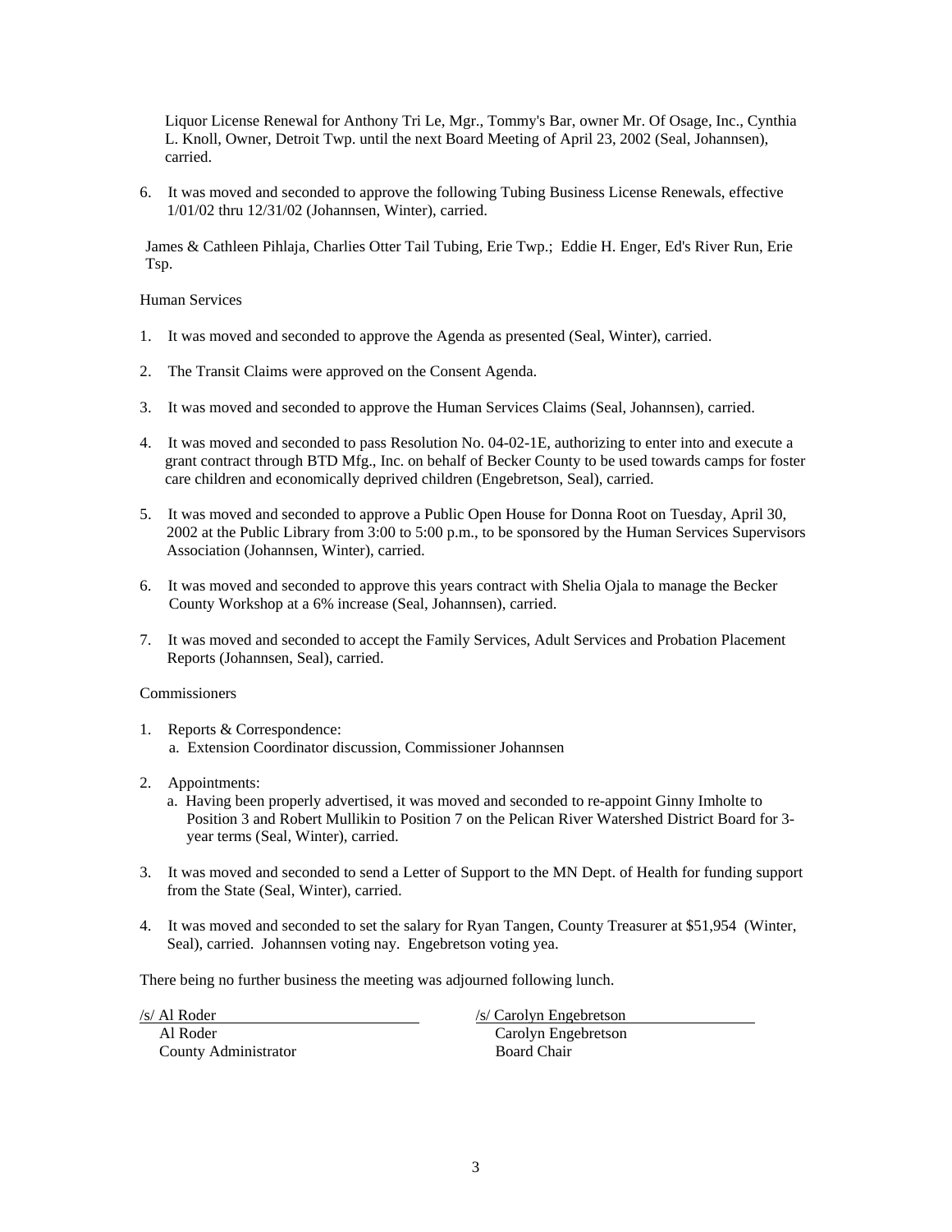Liquor License Renewal for Anthony Tri Le, Mgr., Tommy's Bar, owner Mr. Of Osage, Inc., Cynthia L. Knoll, Owner, Detroit Twp. until the next Board Meeting of April 23, 2002 (Seal, Johannsen), carried.

6. It was moved and seconded to approve the following Tubing Business License Renewals, effective 1/01/02 thru 12/31/02 (Johannsen, Winter), carried.

James & Cathleen Pihlaja, Charlies Otter Tail Tubing, Erie Twp.; Eddie H. Enger, Ed's River Run, Erie Tsp.

Human Services

1. It was moved and seconded to approve the Agenda as presented (Seal, Winter), carried.

2. The Transit Claims were approved on the Consent Agenda.

3. It was moved and seconded to approve the Human Services Claims (Seal, Johannsen), carried.

4. It was moved and seconded to pass Resolution No. 04-02-1E, authorizing to enter into and execute a grant contract through BTD Mfg., Inc. on behalf of Becker County to be used towards camps for foster care children and economically deprived children (Engebretson, Seal), carried.

5. It was moved and seconded to approve a Public Open House for Donna Root on Tuesday, April 30, 2002 at the Public Library from 3:00 to 5:00 p.m., to be sponsored by the Human Services Supervisors Association (Johannsen, Winter), carried.

6. It was moved and seconded to approve this years contract with Shelia Ojala to manage the Becker County Workshop at a 6% increase (Seal, Johannsen), carried.

7. It was moved and seconded to accept the Family Services, Adult Services and Probation Placement Reports (Johannsen, Seal), carried.

Commissioners

1. Reports & Correspondence:
   a. Extension Coordinator discussion, Commissioner Johannsen

2. Appointments:
   a. Having been properly advertised, it was moved and seconded to re-appoint Ginny Imholte to Position 3 and Robert Mullikin to Position 7 on the Pelican River Watershed District Board for 3-year terms (Seal, Winter), carried.

3. It was moved and seconded to send a Letter of Support to the MN Dept. of Health for funding support from the State (Seal, Winter), carried.

4. It was moved and seconded to set the salary for Ryan Tangen, County Treasurer at $51,954 (Winter, Seal), carried. Johannsen voting nay. Engebretson voting yea.

There being no further business the meeting was adjourned following lunch.

/s/ Al Roder
Al Roder
County Administrator

/s/ Carolyn Engebretson
Carolyn Engebretson
Board Chair